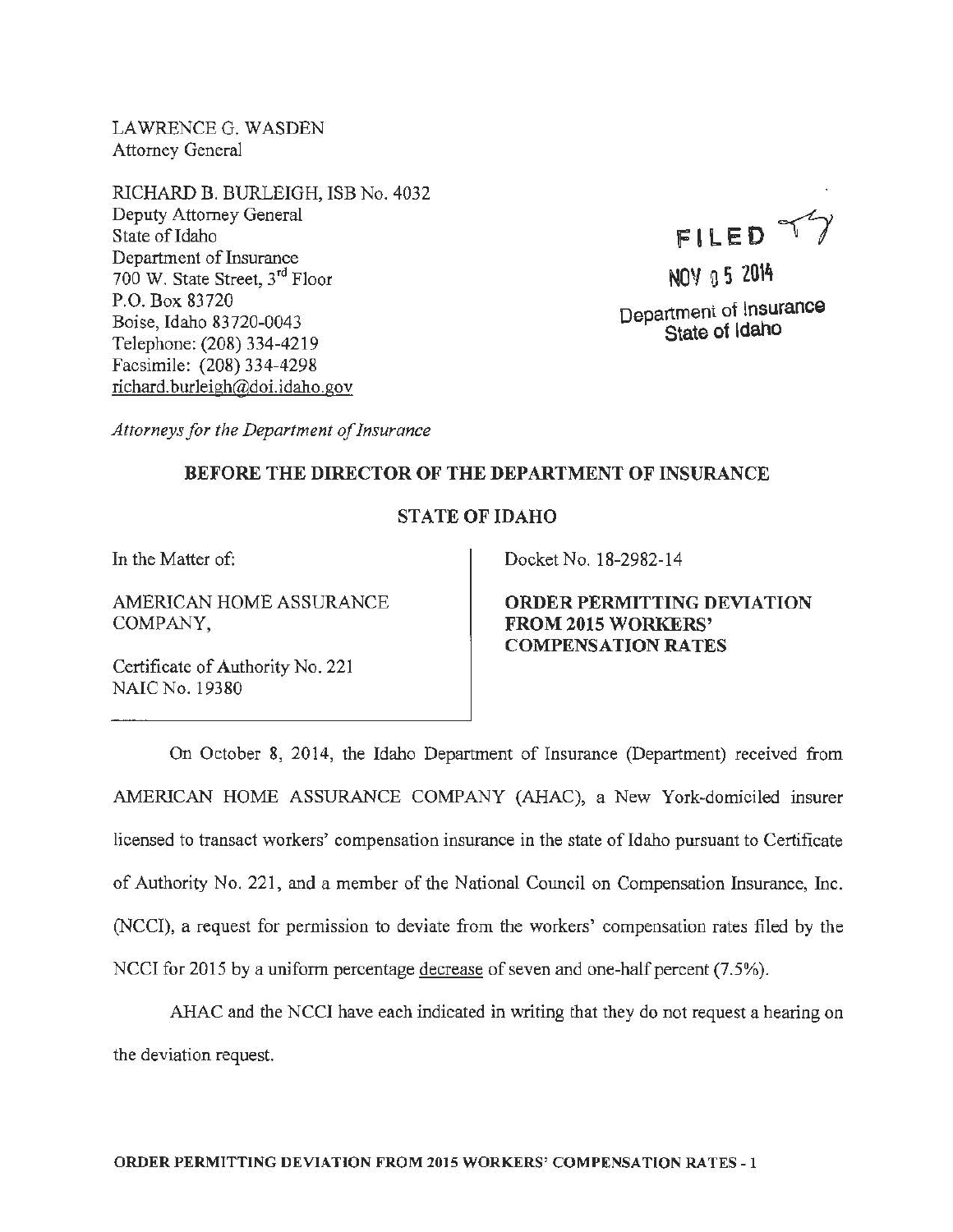LAWRENCE G. WASDEN
Attorney General

RICHARD B. BURLEIGH, ISB No. 4032
Deputy Attorney General
State of Idaho
Department of Insurance
700 W. State Street, 3rd Floor
P.O. Box 83720
Boise, Idaho 83720-0043
Telephone: (208) 334-4219
Facsimile: (208) 334-4298
richard.burleigh@doi.idaho.gov

FILED
NOV 05 2014
Department of Insurance
State of Idaho

*Attorneys for the Department of Insurance*

**BEFORE THE DIRECTOR OF THE DEPARTMENT OF INSURANCE**

**STATE OF IDAHO**

In the Matter of:

AMERICAN HOME ASSURANCE COMPANY,

Certificate of Authority No. 221
NAIC No. 19380

Docket No. 18-2982-14

**ORDER PERMITTING DEVIATION FROM 2015 WORKERS' COMPENSATION RATES**

On October 8, 2014, the Idaho Department of Insurance (Department) received from AMERICAN HOME ASSURANCE COMPANY (AHAC), a New York-domiciled insurer licensed to transact workers' compensation insurance in the state of Idaho pursuant to Certificate of Authority No. 221, and a member of the National Council on Compensation Insurance, Inc. (NCCI), a request for permission to deviate from the workers' compensation rates filed by the NCCI for 2015 by a uniform percentage decrease of seven and one-half percent (7.5%).

AHAC and the NCCI have each indicated in writing that they do not request a hearing on the deviation request.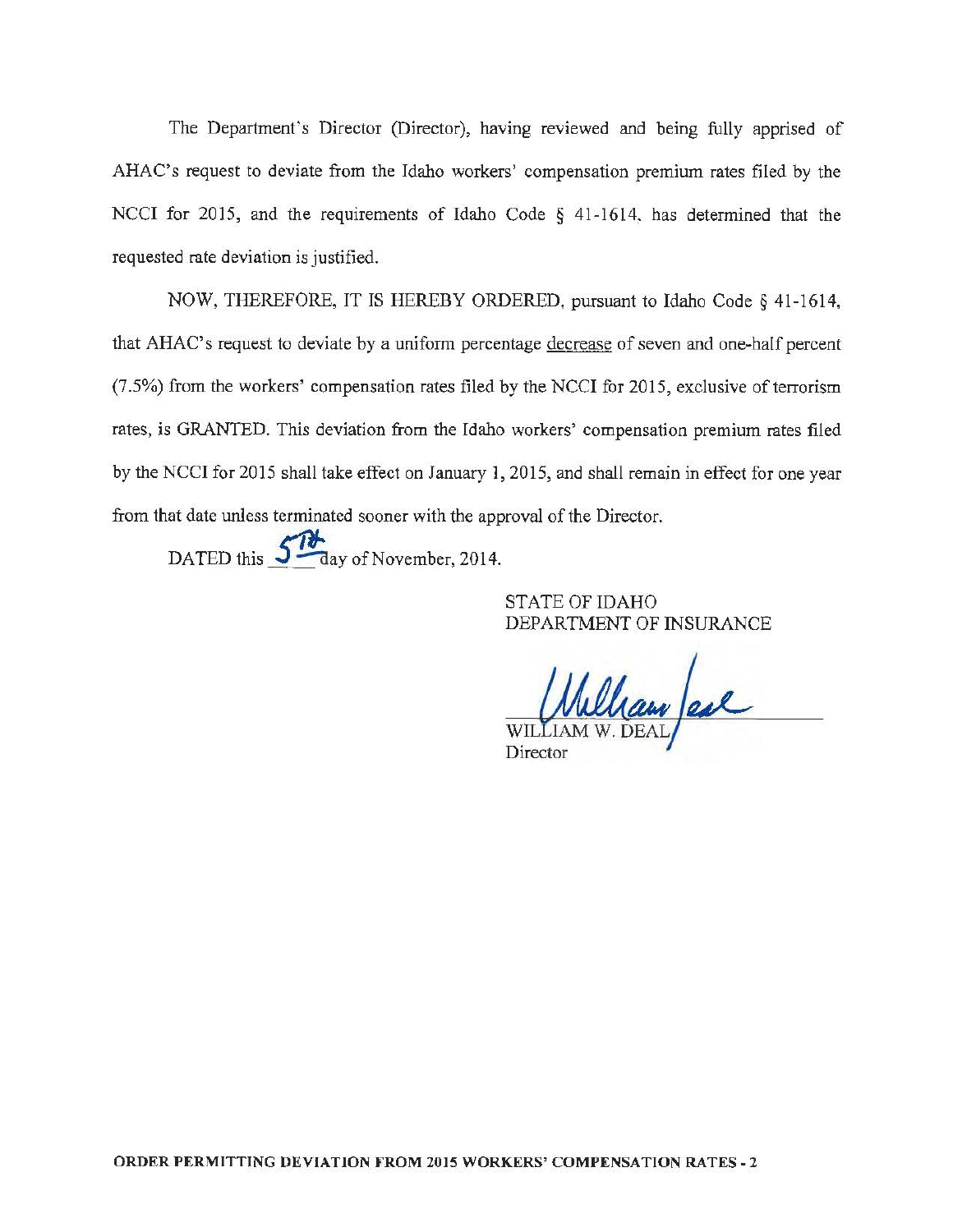The Department's Director (Director), having reviewed and being fully apprised of AHAC's request to deviate from the Idaho workers' compensation premium rates filed by the NCCI for 2015, and the requirements of Idaho Code § 41-1614, has determined that the requested rate deviation is justified.

NOW, THEREFORE, IT IS HEREBY ORDERED, pursuant to Idaho Code § 41-1614, that AHAC's request to deviate by a uniform percentage decrease of seven and one-half percent (7.5%) from the workers' compensation rates filed by the NCCI for 2015, exclusive of terrorism rates, is GRANTED. This deviation from the Idaho workers' compensation premium rates filed by the NCCI for 2015 shall take effect on January 1, 2015, and shall remain in effect for one year from that date unless terminated sooner with the approval of the Director.

DATED this 5th day of November, 2014.

STATE OF IDAHO
DEPARTMENT OF INSURANCE

WILLIAM W. DEAL
Director

**ORDER PERMITTING DEVIATION FROM 2015 WORKERS' COMPENSATION RATES - 2**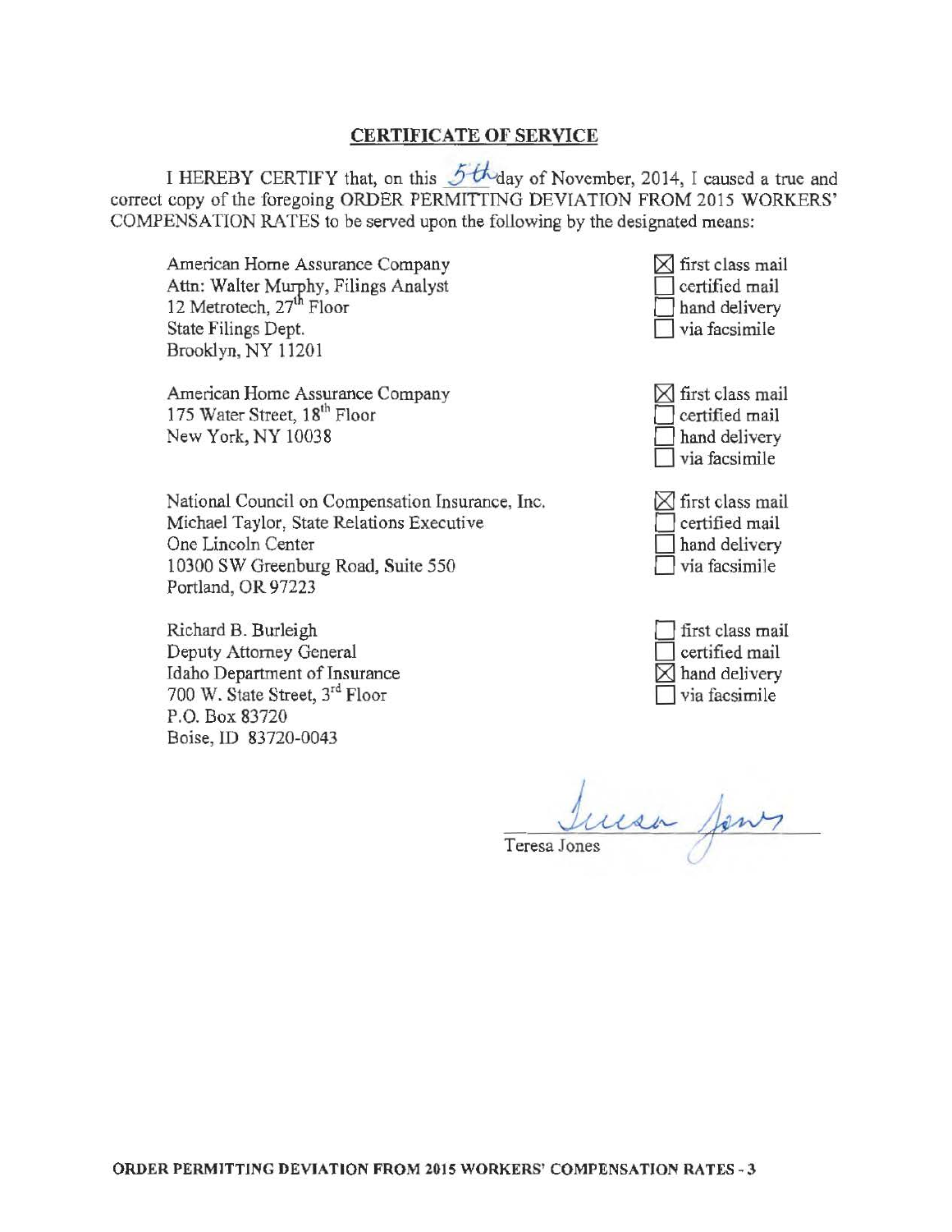## CERTIFICATE OF SERVICE

I HEREBY CERTIFY that, on this 5th day of November, 2014, I caused a true and correct copy of the foregoing ORDER PERMITTING DEVIATION FROM 2015 WORKERS' COMPENSATION RATES to be served upon the following by the designated means:

| | |
|---|---|
| American Home Assurance Company<br>Attn: Walter Murphy, Filings Analyst<br>12 Metrotech, 27th Floor<br>State Filings Dept.<br>Brooklyn, NY 11201 | ☒ first class mail<br>☐ certified mail<br>☐ hand delivery<br>☐ via facsimile |
| American Home Assurance Company<br>175 Water Street, 18th Floor<br>New York, NY 10038 | ☒ first class mail<br>☐ certified mail<br>☐ hand delivery<br>☐ via facsimile |
| National Council on Compensation Insurance, Inc.<br>Michael Taylor, State Relations Executive<br>One Lincoln Center<br>10300 SW Greenburg Road, Suite 550<br>Portland, OR 97223 | ☒ first class mail<br>☐ certified mail<br>☐ hand delivery<br>☐ via facsimile |
| Richard B. Burleigh<br>Deputy Attorney General<br>Idaho Department of Insurance<br>700 W. State Street, 3rd Floor<br>P.O. Box 83720<br>Boise, ID 83720-0043 | ☐ first class mail<br>☐ certified mail<br>☒ hand delivery<br>☐ via facsimile |

Teresa Jones